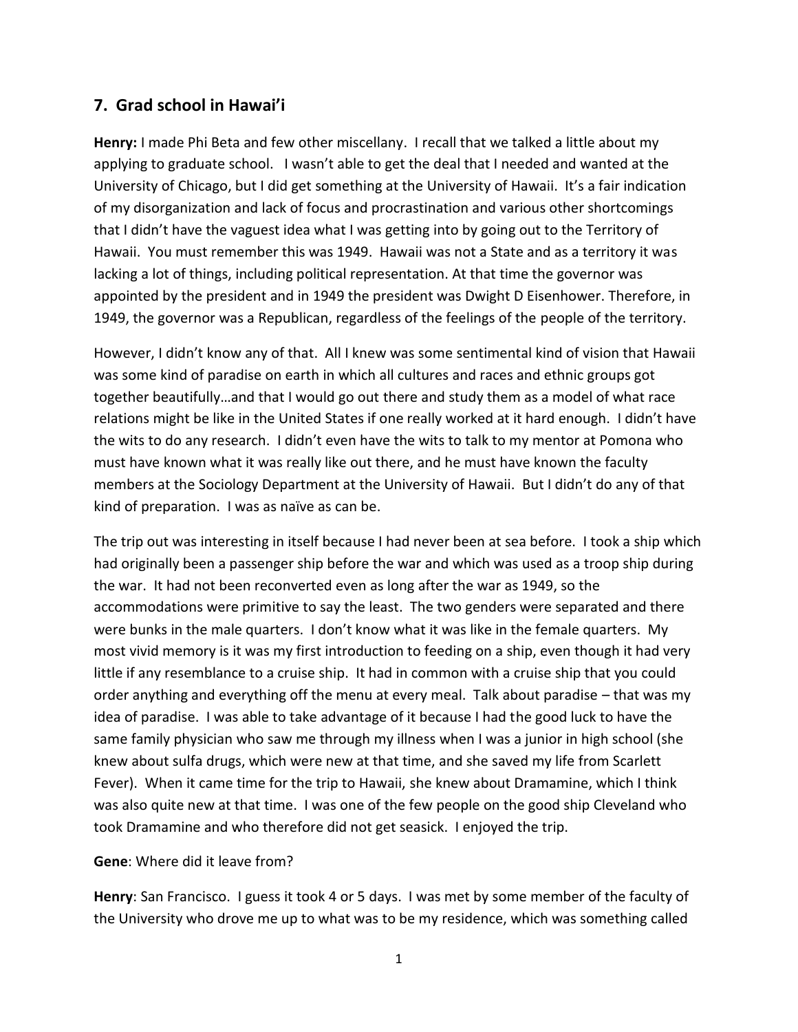## 7. Grad school in Hawai'i

**Henry:** I made Phi Beta and few other miscellany. I recall that we talked a little about my applying to graduate school. I wasn't able to get the deal that I needed and wanted at the University of Chicago, but I did get something at the University of Hawaii. It's a fair indication of my disorganization and lack of focus and procrastination and various other shortcomings that I didn't have the vaguest idea what I was getting into by going out to the Territory of Hawaii. You must remember this was 1949. Hawaii was not a State and as a territory it was lacking a lot of things, including political representation. At that time the governor was appointed by the president and in 1949 the president was Dwight D Eisenhower. Therefore, in 1949, the governor was a Republican, regardless of the feelings of the people of the territory.

However, I didn't know any of that. All I knew was some sentimental kind of vision that Hawaii was some kind of paradise on earth in which all cultures and races and ethnic groups got together beautifully…and that I would go out there and study them as a model of what race relations might be like in the United States if one really worked at it hard enough. I didn't have the wits to do any research. I didn't even have the wits to talk to my mentor at Pomona who must have known what it was really like out there, and he must have known the faculty members at the Sociology Department at the University of Hawaii. But I didn't do any of that kind of preparation. I was as naïve as can be.

The trip out was interesting in itself because I had never been at sea before. I took a ship which had originally been a passenger ship before the war and which was used as a troop ship during the war. It had not been reconverted even as long after the war as 1949, so the accommodations were primitive to say the least. The two genders were separated and there were bunks in the male quarters. I don't know what it was like in the female quarters. My most vivid memory is it was my first introduction to feeding on a ship, even though it had very little if any resemblance to a cruise ship. It had in common with a cruise ship that you could order anything and everything off the menu at every meal. Talk about paradise – that was my idea of paradise. I was able to take advantage of it because I had the good luck to have the same family physician who saw me through my illness when I was a junior in high school (she knew about sulfa drugs, which were new at that time, and she saved my life from Scarlett Fever). When it came time for the trip to Hawaii, she knew about Dramamine, which I think was also quite new at that time. I was one of the few people on the good ship Cleveland who took Dramamine and who therefore did not get seasick. I enjoyed the trip.

**Gene**: Where did it leave from?

**Henry**: San Francisco. I guess it took 4 or 5 days. I was met by some member of the faculty of the University who drove me up to what was to be my residence, which was something called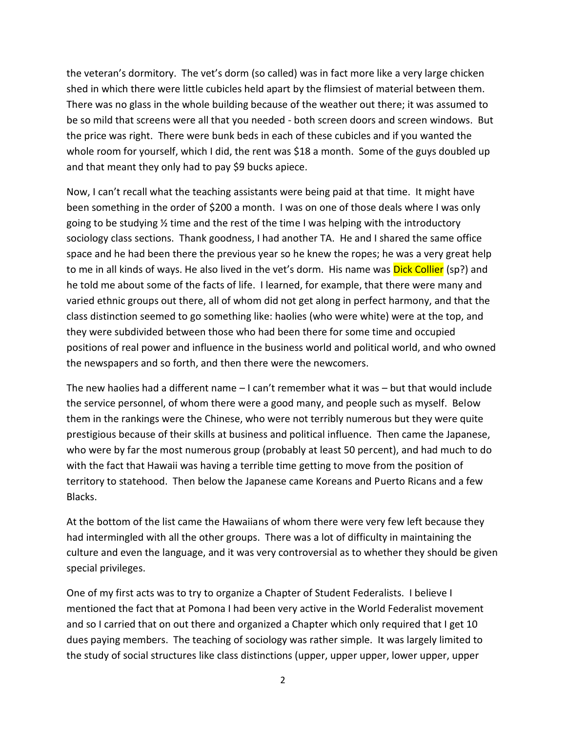the veteran's dormitory. The vet's dorm (so called) was in fact more like a very large chicken shed in which there were little cubicles held apart by the flimsiest of material between them. There was no glass in the whole building because of the weather out there; it was assumed to be so mild that screens were all that you needed - both screen doors and screen windows. But the price was right. There were bunk beds in each of these cubicles and if you wanted the whole room for yourself, which I did, the rent was $18 a month. Some of the guys doubled up and that meant they only had to pay $9 bucks apiece.

Now, I can't recall what the teaching assistants were being paid at that time. It might have been something in the order of $200 a month. I was on one of those deals where I was only going to be studying ½ time and the rest of the time I was helping with the introductory sociology class sections. Thank goodness, I had another TA. He and I shared the same office space and he had been there the previous year so he knew the ropes; he was a very great help to me in all kinds of ways. He also lived in the vet's dorm. His name was Dick Collier (sp?) and he told me about some of the facts of life. I learned, for example, that there were many and varied ethnic groups out there, all of whom did not get along in perfect harmony, and that the class distinction seemed to go something like: haolies (who were white) were at the top, and they were subdivided between those who had been there for some time and occupied positions of real power and influence in the business world and political world, and who owned the newspapers and so forth, and then there were the newcomers.

The new haolies had a different name – I can't remember what it was – but that would include the service personnel, of whom there were a good many, and people such as myself. Below them in the rankings were the Chinese, who were not terribly numerous but they were quite prestigious because of their skills at business and political influence. Then came the Japanese, who were by far the most numerous group (probably at least 50 percent), and had much to do with the fact that Hawaii was having a terrible time getting to move from the position of territory to statehood. Then below the Japanese came Koreans and Puerto Ricans and a few Blacks.

At the bottom of the list came the Hawaiians of whom there were very few left because they had intermingled with all the other groups. There was a lot of difficulty in maintaining the culture and even the language, and it was very controversial as to whether they should be given special privileges.

One of my first acts was to try to organize a Chapter of Student Federalists. I believe I mentioned the fact that at Pomona I had been very active in the World Federalist movement and so I carried that on out there and organized a Chapter which only required that I get 10 dues paying members. The teaching of sociology was rather simple. It was largely limited to the study of social structures like class distinctions (upper, upper upper, lower upper, upper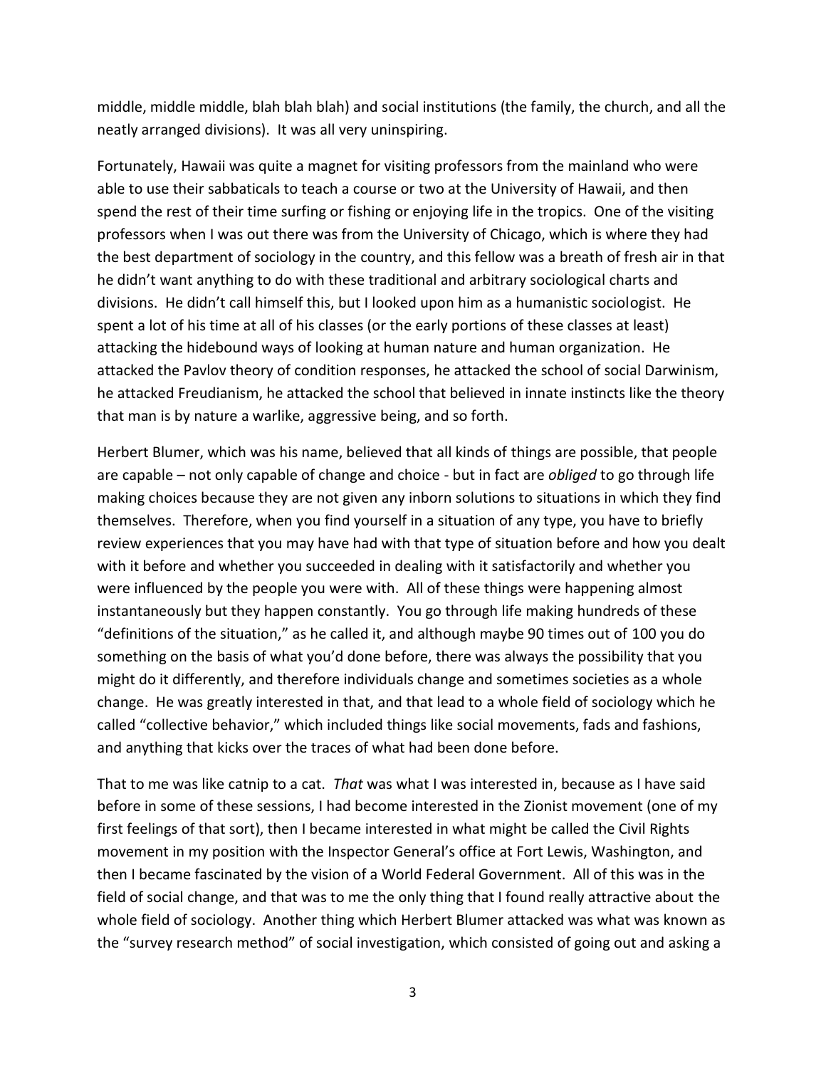middle, middle middle, blah blah blah) and social institutions (the family, the church, and all the neatly arranged divisions). It was all very uninspiring.

Fortunately, Hawaii was quite a magnet for visiting professors from the mainland who were able to use their sabbaticals to teach a course or two at the University of Hawaii, and then spend the rest of their time surfing or fishing or enjoying life in the tropics. One of the visiting professors when I was out there was from the University of Chicago, which is where they had the best department of sociology in the country, and this fellow was a breath of fresh air in that he didn't want anything to do with these traditional and arbitrary sociological charts and divisions. He didn't call himself this, but I looked upon him as a humanistic sociologist. He spent a lot of his time at all of his classes (or the early portions of these classes at least) attacking the hidebound ways of looking at human nature and human organization. He attacked the Pavlov theory of condition responses, he attacked the school of social Darwinism, he attacked Freudianism, he attacked the school that believed in innate instincts like the theory that man is by nature a warlike, aggressive being, and so forth.

Herbert Blumer, which was his name, believed that all kinds of things are possible, that people are capable – not only capable of change and choice - but in fact are *obliged* to go through life making choices because they are not given any inborn solutions to situations in which they find themselves. Therefore, when you find yourself in a situation of any type, you have to briefly review experiences that you may have had with that type of situation before and how you dealt with it before and whether you succeeded in dealing with it satisfactorily and whether you were influenced by the people you were with. All of these things were happening almost instantaneously but they happen constantly. You go through life making hundreds of these "definitions of the situation," as he called it, and although maybe 90 times out of 100 you do something on the basis of what you'd done before, there was always the possibility that you might do it differently, and therefore individuals change and sometimes societies as a whole change. He was greatly interested in that, and that lead to a whole field of sociology which he called "collective behavior," which included things like social movements, fads and fashions, and anything that kicks over the traces of what had been done before.

That to me was like catnip to a cat. *That* was what I was interested in, because as I have said before in some of these sessions, I had become interested in the Zionist movement (one of my first feelings of that sort), then I became interested in what might be called the Civil Rights movement in my position with the Inspector General's office at Fort Lewis, Washington, and then I became fascinated by the vision of a World Federal Government. All of this was in the field of social change, and that was to me the only thing that I found really attractive about the whole field of sociology. Another thing which Herbert Blumer attacked was what was known as the "survey research method" of social investigation, which consisted of going out and asking a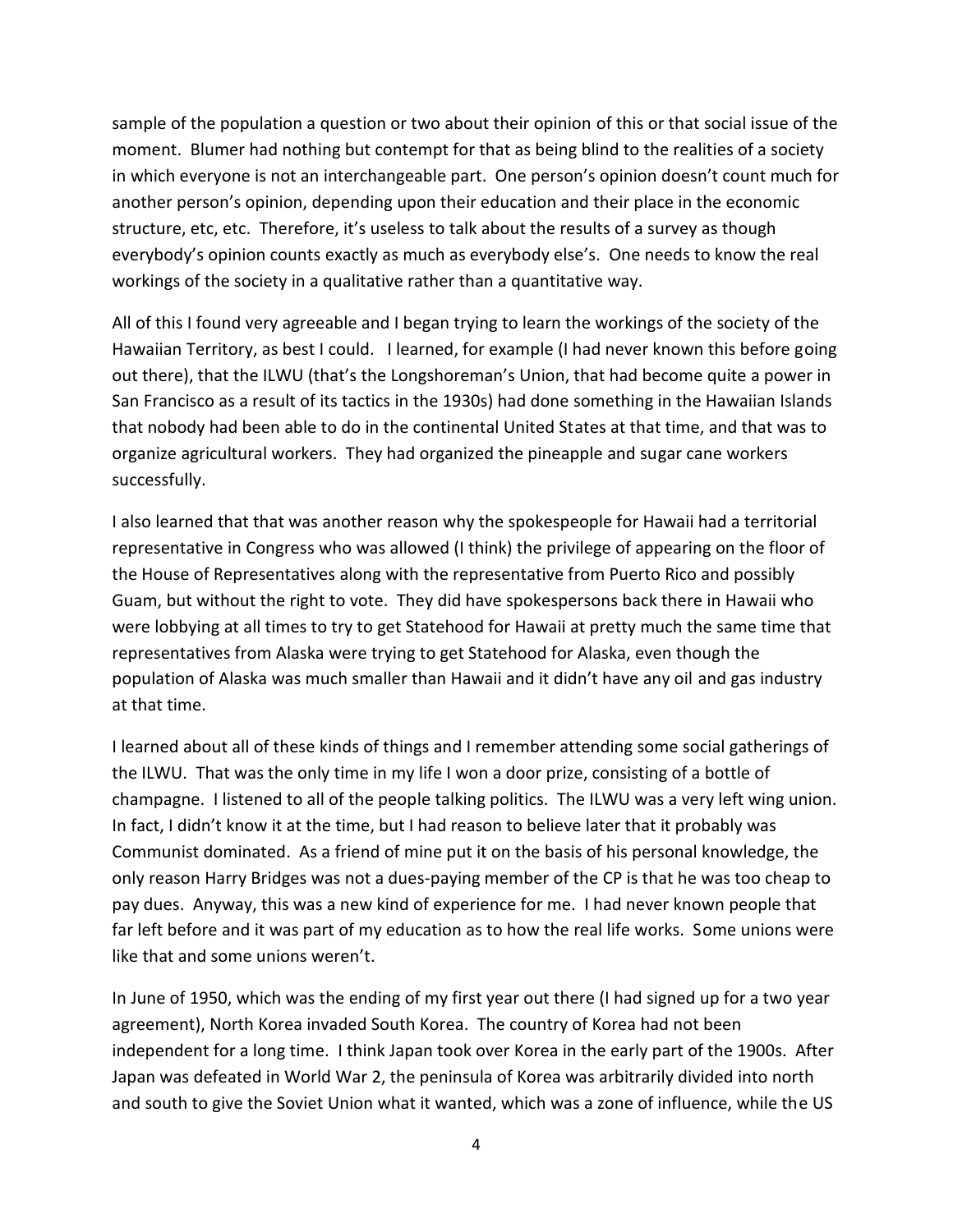sample of the population a question or two about their opinion of this or that social issue of the moment. Blumer had nothing but contempt for that as being blind to the realities of a society in which everyone is not an interchangeable part. One person's opinion doesn't count much for another person's opinion, depending upon their education and their place in the economic structure, etc, etc. Therefore, it's useless to talk about the results of a survey as though everybody's opinion counts exactly as much as everybody else's. One needs to know the real workings of the society in a qualitative rather than a quantitative way.

All of this I found very agreeable and I began trying to learn the workings of the society of the Hawaiian Territory, as best I could. I learned, for example (I had never known this before going out there), that the ILWU (that's the Longshoreman's Union, that had become quite a power in San Francisco as a result of its tactics in the 1930s) had done something in the Hawaiian Islands that nobody had been able to do in the continental United States at that time, and that was to organize agricultural workers. They had organized the pineapple and sugar cane workers successfully.

I also learned that that was another reason why the spokespeople for Hawaii had a territorial representative in Congress who was allowed (I think) the privilege of appearing on the floor of the House of Representatives along with the representative from Puerto Rico and possibly Guam, but without the right to vote. They did have spokespersons back there in Hawaii who were lobbying at all times to try to get Statehood for Hawaii at pretty much the same time that representatives from Alaska were trying to get Statehood for Alaska, even though the population of Alaska was much smaller than Hawaii and it didn't have any oil and gas industry at that time.

I learned about all of these kinds of things and I remember attending some social gatherings of the ILWU. That was the only time in my life I won a door prize, consisting of a bottle of champagne. I listened to all of the people talking politics. The ILWU was a very left wing union. In fact, I didn't know it at the time, but I had reason to believe later that it probably was Communist dominated. As a friend of mine put it on the basis of his personal knowledge, the only reason Harry Bridges was not a dues-paying member of the CP is that he was too cheap to pay dues. Anyway, this was a new kind of experience for me. I had never known people that far left before and it was part of my education as to how the real life works. Some unions were like that and some unions weren't.

In June of 1950, which was the ending of my first year out there (I had signed up for a two year agreement), North Korea invaded South Korea. The country of Korea had not been independent for a long time. I think Japan took over Korea in the early part of the 1900s. After Japan was defeated in World War 2, the peninsula of Korea was arbitrarily divided into north and south to give the Soviet Union what it wanted, which was a zone of influence, while the US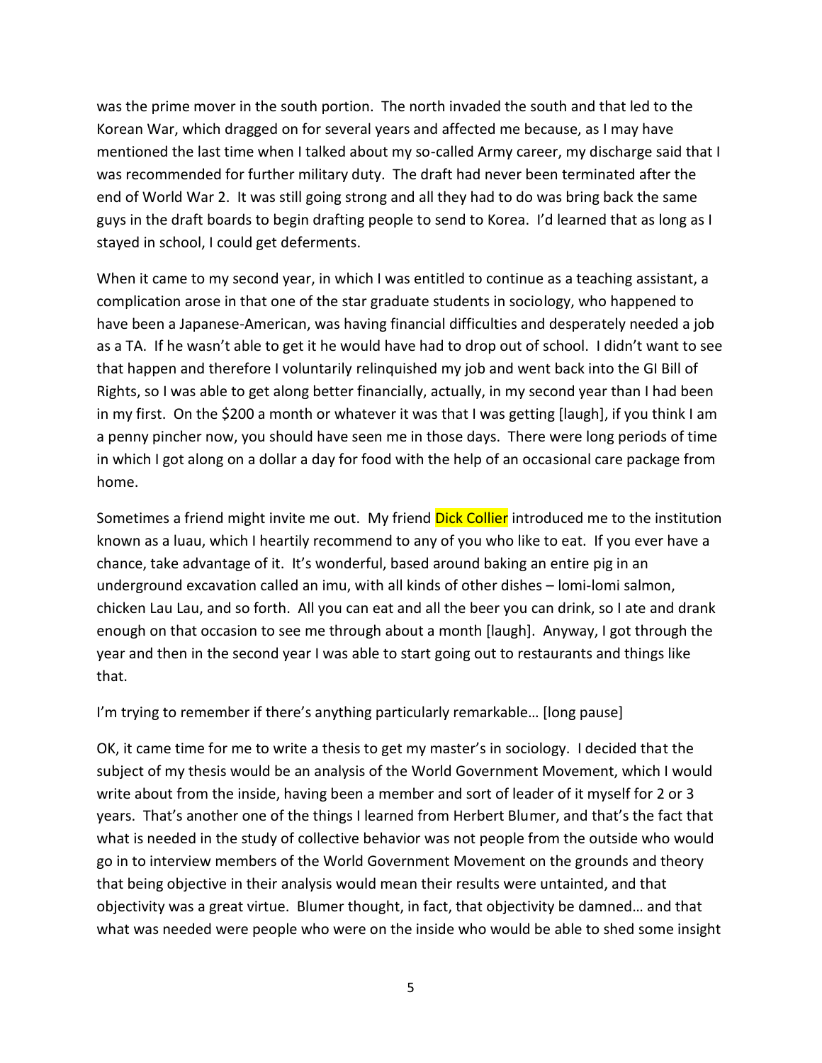was the prime mover in the south portion. The north invaded the south and that led to the Korean War, which dragged on for several years and affected me because, as I may have mentioned the last time when I talked about my so-called Army career, my discharge said that I was recommended for further military duty. The draft had never been terminated after the end of World War 2. It was still going strong and all they had to do was bring back the same guys in the draft boards to begin drafting people to send to Korea. I'd learned that as long as I stayed in school, I could get deferments.

When it came to my second year, in which I was entitled to continue as a teaching assistant, a complication arose in that one of the star graduate students in sociology, who happened to have been a Japanese-American, was having financial difficulties and desperately needed a job as a TA. If he wasn't able to get it he would have had to drop out of school. I didn't want to see that happen and therefore I voluntarily relinquished my job and went back into the GI Bill of Rights, so I was able to get along better financially, actually, in my second year than I had been in my first. On the $200 a month or whatever it was that I was getting [laugh], if you think I am a penny pincher now, you should have seen me in those days. There were long periods of time in which I got along on a dollar a day for food with the help of an occasional care package from home.

Sometimes a friend might invite me out. My friend Dick Collier introduced me to the institution known as a luau, which I heartily recommend to any of you who like to eat. If you ever have a chance, take advantage of it. It's wonderful, based around baking an entire pig in an underground excavation called an imu, with all kinds of other dishes – lomi-lomi salmon, chicken Lau Lau, and so forth. All you can eat and all the beer you can drink, so I ate and drank enough on that occasion to see me through about a month [laugh]. Anyway, I got through the year and then in the second year I was able to start going out to restaurants and things like that.

I'm trying to remember if there's anything particularly remarkable… [long pause]

OK, it came time for me to write a thesis to get my master's in sociology. I decided that the subject of my thesis would be an analysis of the World Government Movement, which I would write about from the inside, having been a member and sort of leader of it myself for 2 or 3 years. That's another one of the things I learned from Herbert Blumer, and that's the fact that what is needed in the study of collective behavior was not people from the outside who would go in to interview members of the World Government Movement on the grounds and theory that being objective in their analysis would mean their results were untainted, and that objectivity was a great virtue. Blumer thought, in fact, that objectivity be damned… and that what was needed were people who were on the inside who would be able to shed some insight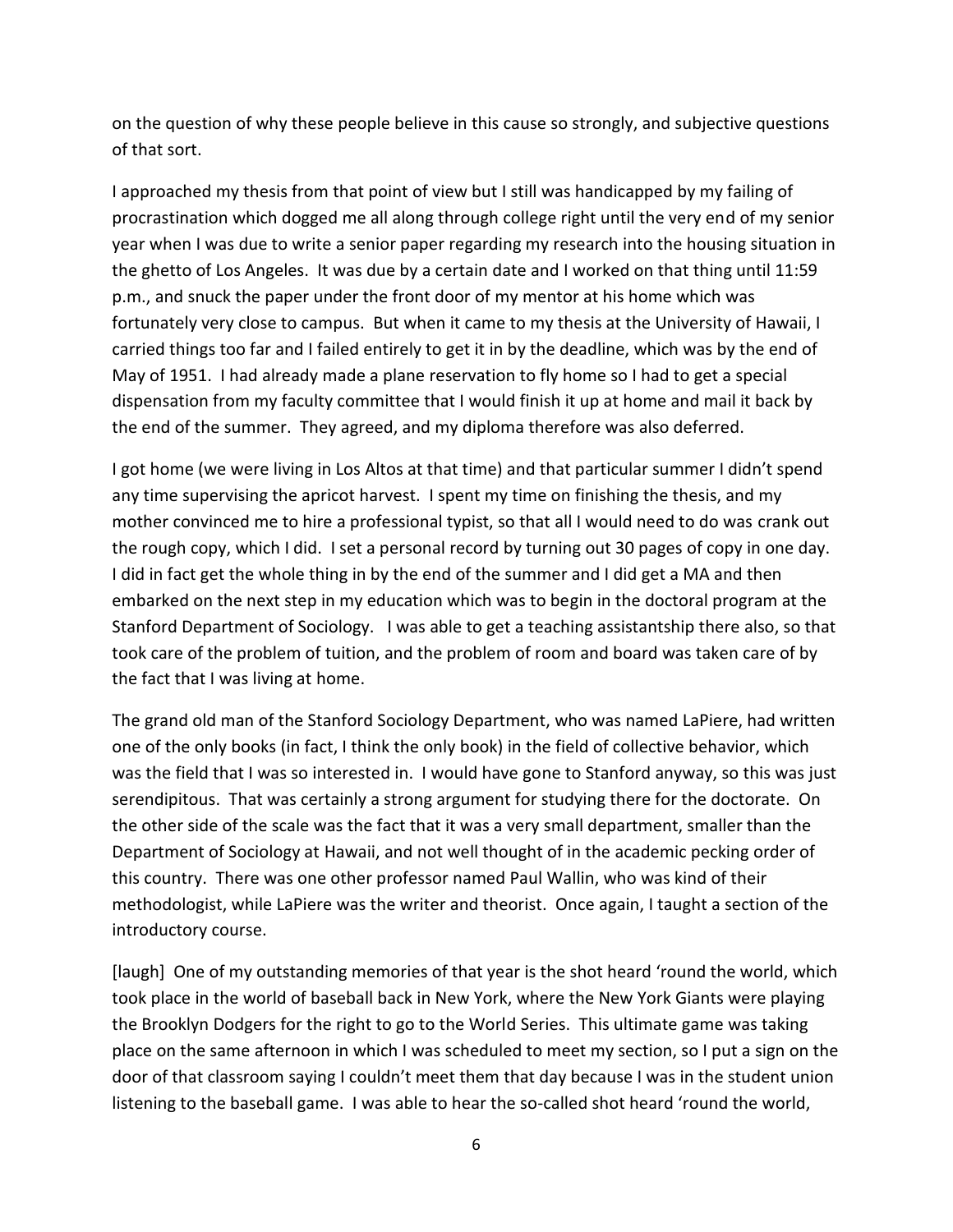on the question of why these people believe in this cause so strongly, and subjective questions of that sort.

I approached my thesis from that point of view but I still was handicapped by my failing of procrastination which dogged me all along through college right until the very end of my senior year when I was due to write a senior paper regarding my research into the housing situation in the ghetto of Los Angeles. It was due by a certain date and I worked on that thing until 11:59 p.m., and snuck the paper under the front door of my mentor at his home which was fortunately very close to campus. But when it came to my thesis at the University of Hawaii, I carried things too far and I failed entirely to get it in by the deadline, which was by the end of May of 1951. I had already made a plane reservation to fly home so I had to get a special dispensation from my faculty committee that I would finish it up at home and mail it back by the end of the summer. They agreed, and my diploma therefore was also deferred.

I got home (we were living in Los Altos at that time) and that particular summer I didn't spend any time supervising the apricot harvest. I spent my time on finishing the thesis, and my mother convinced me to hire a professional typist, so that all I would need to do was crank out the rough copy, which I did. I set a personal record by turning out 30 pages of copy in one day. I did in fact get the whole thing in by the end of the summer and I did get a MA and then embarked on the next step in my education which was to begin in the doctoral program at the Stanford Department of Sociology. I was able to get a teaching assistantship there also, so that took care of the problem of tuition, and the problem of room and board was taken care of by the fact that I was living at home.

The grand old man of the Stanford Sociology Department, who was named LaPiere, had written one of the only books (in fact, I think the only book) in the field of collective behavior, which was the field that I was so interested in. I would have gone to Stanford anyway, so this was just serendipitous. That was certainly a strong argument for studying there for the doctorate. On the other side of the scale was the fact that it was a very small department, smaller than the Department of Sociology at Hawaii, and not well thought of in the academic pecking order of this country. There was one other professor named Paul Wallin, who was kind of their methodologist, while LaPiere was the writer and theorist. Once again, I taught a section of the introductory course.

[laugh] One of my outstanding memories of that year is the shot heard 'round the world, which took place in the world of baseball back in New York, where the New York Giants were playing the Brooklyn Dodgers for the right to go to the World Series. This ultimate game was taking place on the same afternoon in which I was scheduled to meet my section, so I put a sign on the door of that classroom saying I couldn't meet them that day because I was in the student union listening to the baseball game. I was able to hear the so-called shot heard 'round the world,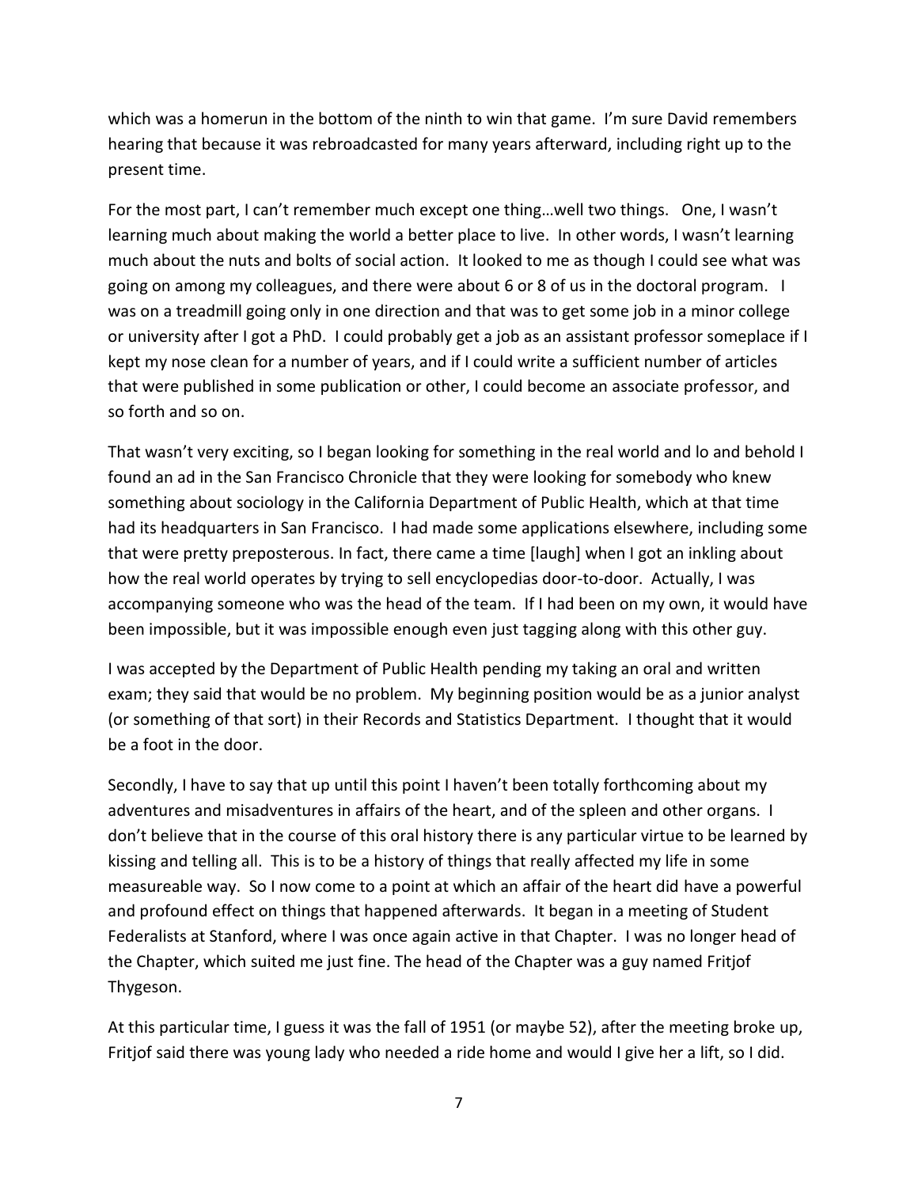which was a homerun in the bottom of the ninth to win that game. I'm sure David remembers hearing that because it was rebroadcasted for many years afterward, including right up to the present time.

For the most part, I can't remember much except one thing…well two things. One, I wasn't learning much about making the world a better place to live. In other words, I wasn't learning much about the nuts and bolts of social action. It looked to me as though I could see what was going on among my colleagues, and there were about 6 or 8 of us in the doctoral program. I was on a treadmill going only in one direction and that was to get some job in a minor college or university after I got a PhD. I could probably get a job as an assistant professor someplace if I kept my nose clean for a number of years, and if I could write a sufficient number of articles that were published in some publication or other, I could become an associate professor, and so forth and so on.

That wasn't very exciting, so I began looking for something in the real world and lo and behold I found an ad in the San Francisco Chronicle that they were looking for somebody who knew something about sociology in the California Department of Public Health, which at that time had its headquarters in San Francisco. I had made some applications elsewhere, including some that were pretty preposterous. In fact, there came a time [laugh] when I got an inkling about how the real world operates by trying to sell encyclopedias door-to-door. Actually, I was accompanying someone who was the head of the team. If I had been on my own, it would have been impossible, but it was impossible enough even just tagging along with this other guy.

I was accepted by the Department of Public Health pending my taking an oral and written exam; they said that would be no problem. My beginning position would be as a junior analyst (or something of that sort) in their Records and Statistics Department. I thought that it would be a foot in the door.

Secondly, I have to say that up until this point I haven't been totally forthcoming about my adventures and misadventures in affairs of the heart, and of the spleen and other organs. I don't believe that in the course of this oral history there is any particular virtue to be learned by kissing and telling all. This is to be a history of things that really affected my life in some measureable way. So I now come to a point at which an affair of the heart did have a powerful and profound effect on things that happened afterwards. It began in a meeting of Student Federalists at Stanford, where I was once again active in that Chapter. I was no longer head of the Chapter, which suited me just fine. The head of the Chapter was a guy named Fritjof Thygeson.

At this particular time, I guess it was the fall of 1951 (or maybe 52), after the meeting broke up, Fritjof said there was young lady who needed a ride home and would I give her a lift, so I did.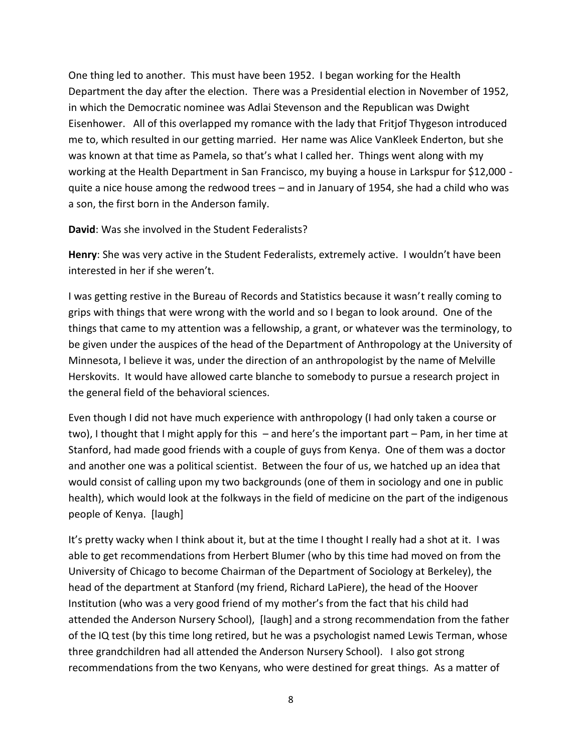One thing led to another. This must have been 1952. I began working for the Health Department the day after the election. There was a Presidential election in November of 1952, in which the Democratic nominee was Adlai Stevenson and the Republican was Dwight Eisenhower. All of this overlapped my romance with the lady that Fritjof Thygeson introduced me to, which resulted in our getting married. Her name was Alice VanKleek Enderton, but she was known at that time as Pamela, so that's what I called her. Things went along with my working at the Health Department in San Francisco, my buying a house in Larkspur for $12,000 - quite a nice house among the redwood trees – and in January of 1954, she had a child who was a son, the first born in the Anderson family.

**David**: Was she involved in the Student Federalists?

**Henry**: She was very active in the Student Federalists, extremely active. I wouldn't have been interested in her if she weren't.

I was getting restive in the Bureau of Records and Statistics because it wasn't really coming to grips with things that were wrong with the world and so I began to look around. One of the things that came to my attention was a fellowship, a grant, or whatever was the terminology, to be given under the auspices of the head of the Department of Anthropology at the University of Minnesota, I believe it was, under the direction of an anthropologist by the name of Melville Herskovits. It would have allowed carte blanche to somebody to pursue a research project in the general field of the behavioral sciences.

Even though I did not have much experience with anthropology (I had only taken a course or two), I thought that I might apply for this – and here's the important part – Pam, in her time at Stanford, had made good friends with a couple of guys from Kenya. One of them was a doctor and another one was a political scientist. Between the four of us, we hatched up an idea that would consist of calling upon my two backgrounds (one of them in sociology and one in public health), which would look at the folkways in the field of medicine on the part of the indigenous people of Kenya. [laugh]

It's pretty wacky when I think about it, but at the time I thought I really had a shot at it. I was able to get recommendations from Herbert Blumer (who by this time had moved on from the University of Chicago to become Chairman of the Department of Sociology at Berkeley), the head of the department at Stanford (my friend, Richard LaPiere), the head of the Hoover Institution (who was a very good friend of my mother's from the fact that his child had attended the Anderson Nursery School), [laugh] and a strong recommendation from the father of the IQ test (by this time long retired, but he was a psychologist named Lewis Terman, whose three grandchildren had all attended the Anderson Nursery School). I also got strong recommendations from the two Kenyans, who were destined for great things. As a matter of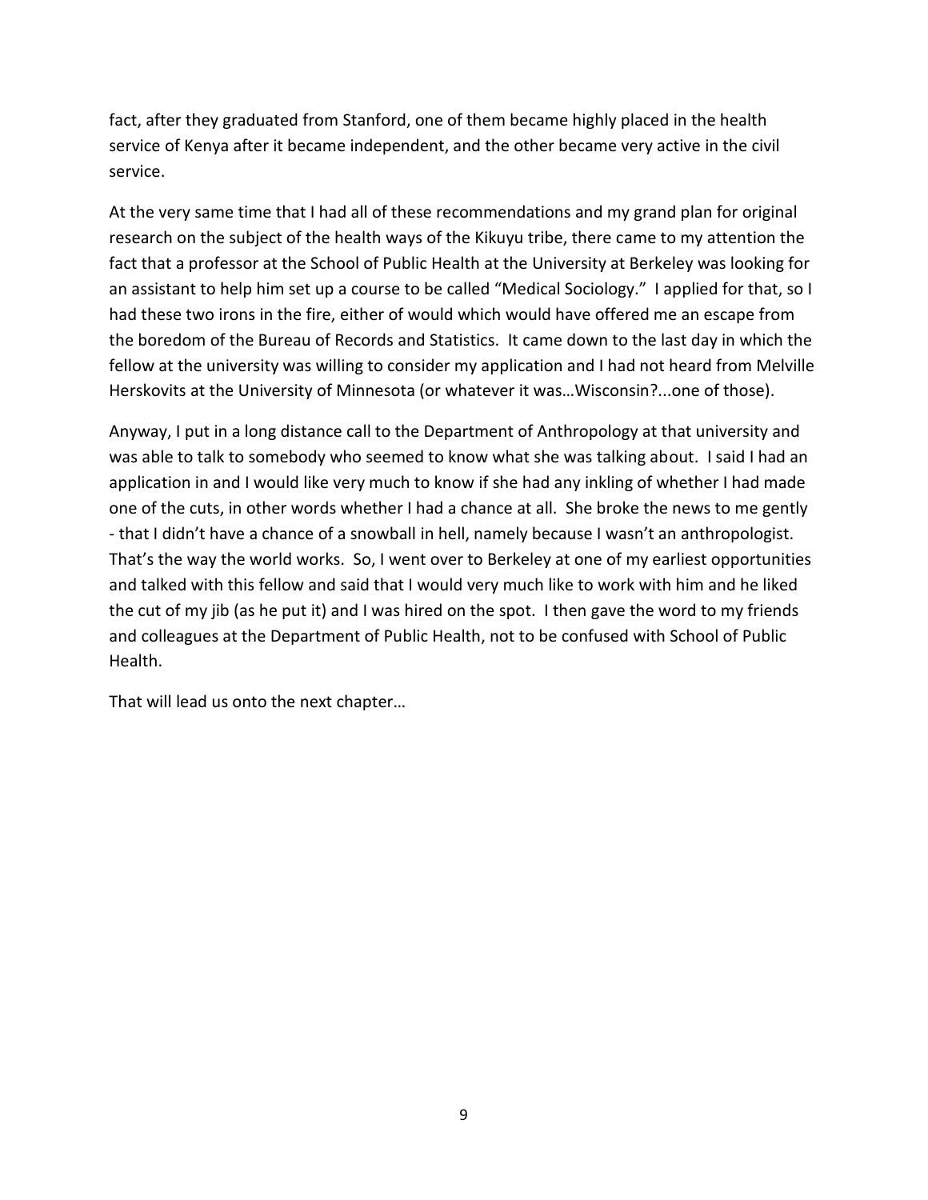fact, after they graduated from Stanford, one of them became highly placed in the health service of Kenya after it became independent, and the other became very active in the civil service.

At the very same time that I had all of these recommendations and my grand plan for original research on the subject of the health ways of the Kikuyu tribe, there came to my attention the fact that a professor at the School of Public Health at the University at Berkeley was looking for an assistant to help him set up a course to be called "Medical Sociology." I applied for that, so I had these two irons in the fire, either of would which would have offered me an escape from the boredom of the Bureau of Records and Statistics. It came down to the last day in which the fellow at the university was willing to consider my application and I had not heard from Melville Herskovits at the University of Minnesota (or whatever it was…Wisconsin?...one of those).

Anyway, I put in a long distance call to the Department of Anthropology at that university and was able to talk to somebody who seemed to know what she was talking about. I said I had an application in and I would like very much to know if she had any inkling of whether I had made one of the cuts, in other words whether I had a chance at all. She broke the news to me gently - that I didn't have a chance of a snowball in hell, namely because I wasn't an anthropologist. That's the way the world works. So, I went over to Berkeley at one of my earliest opportunities and talked with this fellow and said that I would very much like to work with him and he liked the cut of my jib (as he put it) and I was hired on the spot. I then gave the word to my friends and colleagues at the Department of Public Health, not to be confused with School of Public Health.

That will lead us onto the next chapter…